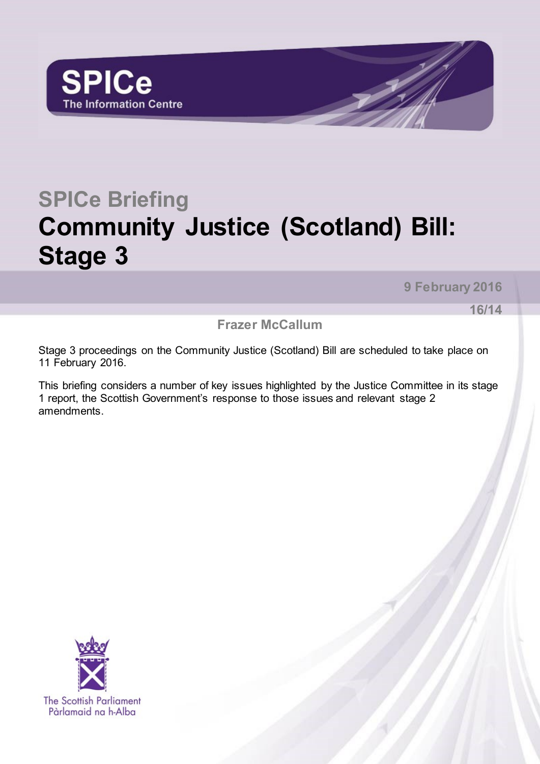SPICe
The Information Centre

# SPICe Briefing

# Community Justice (Scotland) Bill: Stage 3

9 February 2016

16/14

Frazer McCallum

Stage 3 proceedings on the Community Justice (Scotland) Bill are scheduled to take place on 11 February 2016.

This briefing considers a number of key issues highlighted by the Justice Committee in its stage 1 report, the Scottish Government's response to those issues and relevant stage 2 amendments.

The Scottish Parliament
Pàrlamaid na h-Alba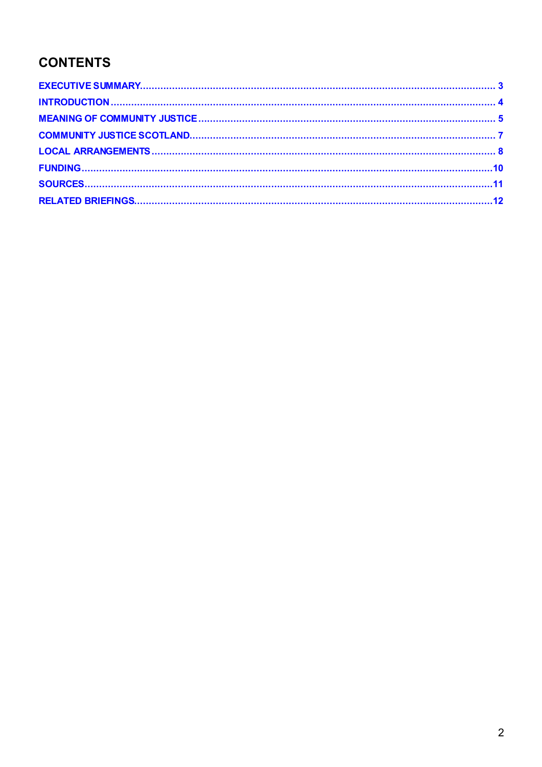## CONTENTS

EXECUTIVE SUMMARY ........................................................................................ 3
INTRODUCTION ................................................................................................. 4
MEANING OF COMMUNITY JUSTICE ................................................................. 5
COMMUNITY JUSTICE SCOTLAND ..................................................................... 7
LOCAL ARRANGEMENTS .................................................................................. 8
FUNDING ........................................................................................................ 10
SOURCES ....................................................................................................... 11
RELATED BRIEFINGS ...................................................................................... 12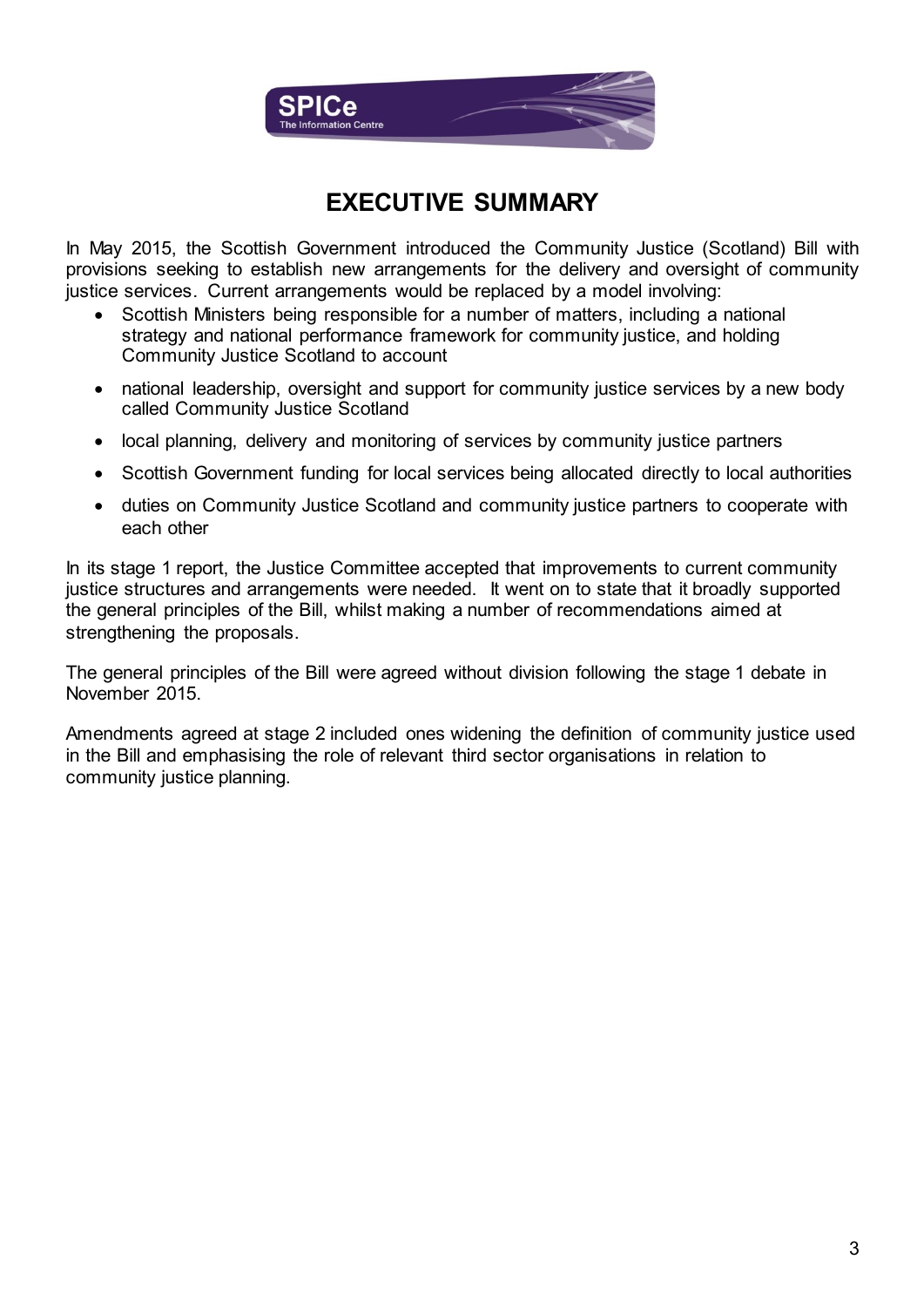# EXECUTIVE SUMMARY

In May 2015, the Scottish Government introduced the Community Justice (Scotland) Bill with provisions seeking to establish new arrangements for the delivery and oversight of community justice services. Current arrangements would be replaced by a model involving:

- Scottish Ministers being responsible for a number of matters, including a national strategy and national performance framework for community justice, and holding Community Justice Scotland to account
- national leadership, oversight and support for community justice services by a new body called Community Justice Scotland
- local planning, delivery and monitoring of services by community justice partners
- Scottish Government funding for local services being allocated directly to local authorities
- duties on Community Justice Scotland and community justice partners to cooperate with each other

In its stage 1 report, the Justice Committee accepted that improvements to current community justice structures and arrangements were needed. It went on to state that it broadly supported the general principles of the Bill, whilst making a number of recommendations aimed at strengthening the proposals.

The general principles of the Bill were agreed without division following the stage 1 debate in November 2015.

Amendments agreed at stage 2 included ones widening the definition of community justice used in the Bill and emphasising the role of relevant third sector organisations in relation to community justice planning.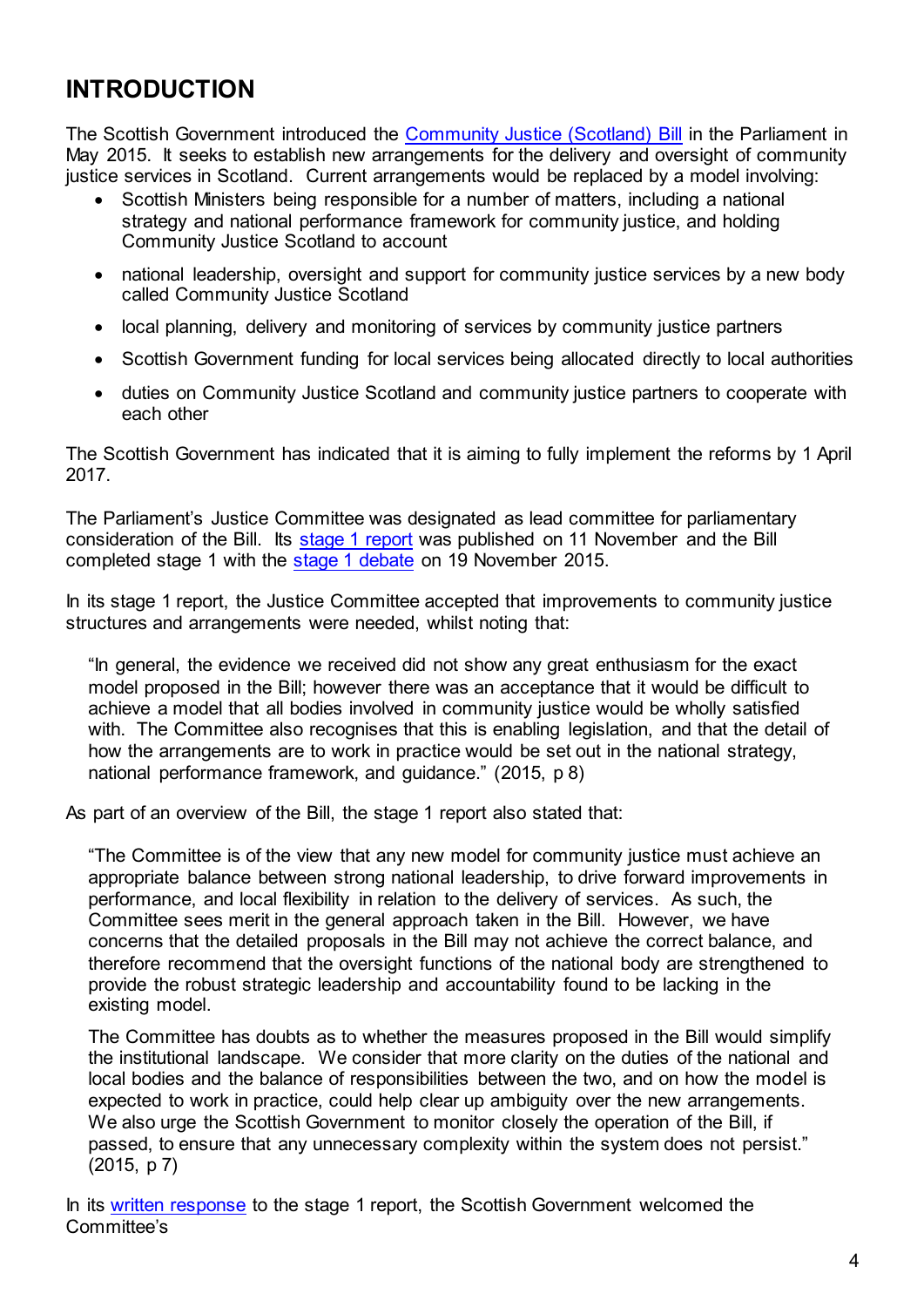## INTRODUCTION

The Scottish Government introduced the Community Justice (Scotland) Bill in the Parliament in May 2015. It seeks to establish new arrangements for the delivery and oversight of community justice services in Scotland. Current arrangements would be replaced by a model involving:

- Scottish Ministers being responsible for a number of matters, including a national strategy and national performance framework for community justice, and holding Community Justice Scotland to account
- national leadership, oversight and support for community justice services by a new body called Community Justice Scotland
- local planning, delivery and monitoring of services by community justice partners
- Scottish Government funding for local services being allocated directly to local authorities
- duties on Community Justice Scotland and community justice partners to cooperate with each other

The Scottish Government has indicated that it is aiming to fully implement the reforms by 1 April 2017.

The Parliament's Justice Committee was designated as lead committee for parliamentary consideration of the Bill. Its stage 1 report was published on 11 November and the Bill completed stage 1 with the stage 1 debate on 19 November 2015.

In its stage 1 report, the Justice Committee accepted that improvements to community justice structures and arrangements were needed, whilst noting that:

> "In general, the evidence we received did not show any great enthusiasm for the exact model proposed in the Bill; however there was an acceptance that it would be difficult to achieve a model that all bodies involved in community justice would be wholly satisfied with. The Committee also recognises that this is enabling legislation, and that the detail of how the arrangements are to work in practice would be set out in the national strategy, national performance framework, and guidance." (2015, p 8)

As part of an overview of the Bill, the stage 1 report also stated that:

> "The Committee is of the view that any new model for community justice must achieve an appropriate balance between strong national leadership, to drive forward improvements in performance, and local flexibility in relation to the delivery of services. As such, the Committee sees merit in the general approach taken in the Bill. However, we have concerns that the detailed proposals in the Bill may not achieve the correct balance, and therefore recommend that the oversight functions of the national body are strengthened to provide the robust strategic leadership and accountability found to be lacking in the existing model.
>
> The Committee has doubts as to whether the measures proposed in the Bill would simplify the institutional landscape. We consider that more clarity on the duties of the national and local bodies and the balance of responsibilities between the two, and on how the model is expected to work in practice, could help clear up ambiguity over the new arrangements. We also urge the Scottish Government to monitor closely the operation of the Bill, if passed, to ensure that any unnecessary complexity within the system does not persist." (2015, p 7)

In its written response to the stage 1 report, the Scottish Government welcomed the Committee's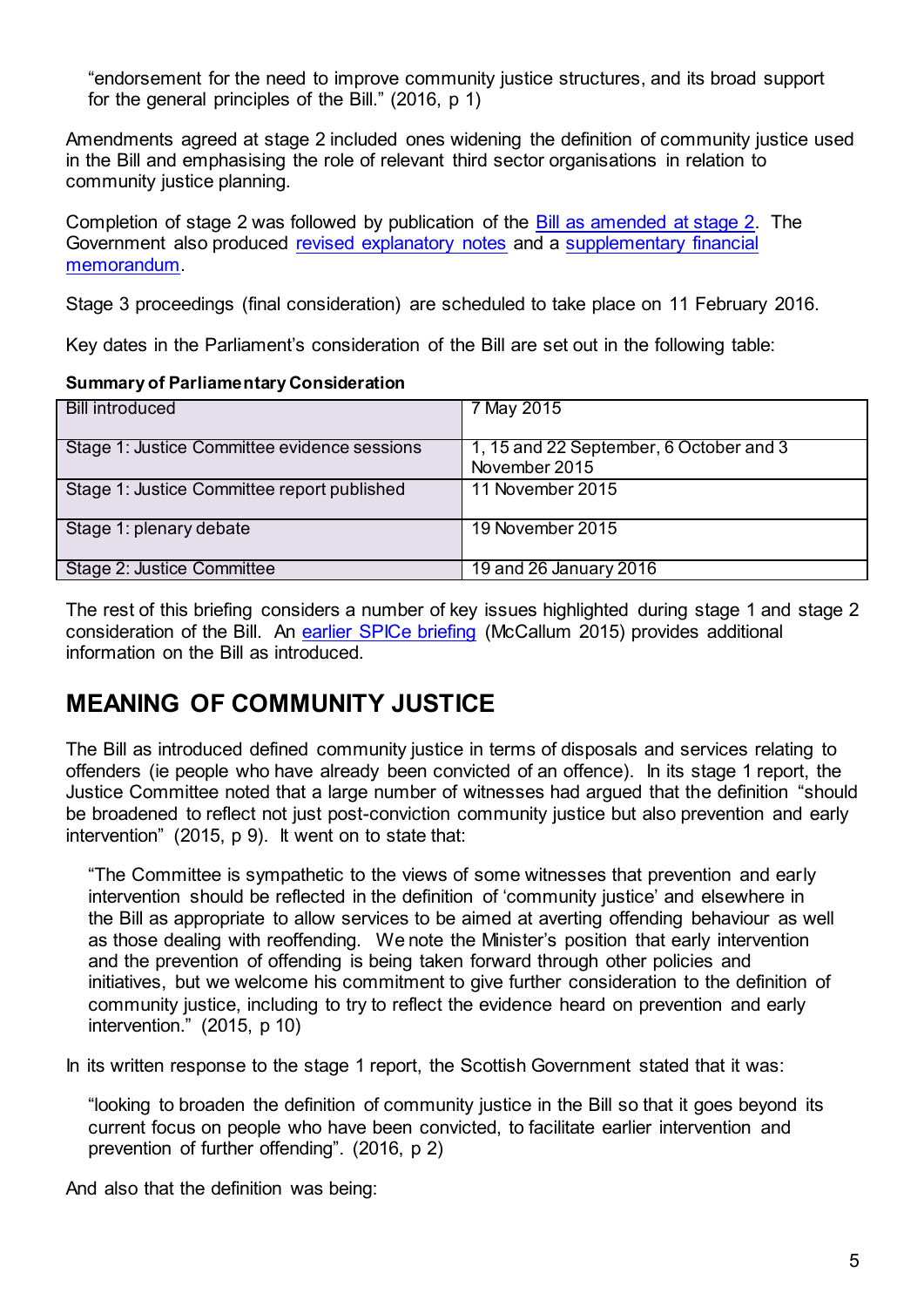"endorsement for the need to improve community justice structures, and its broad support for the general principles of the Bill." (2016, p 1)

Amendments agreed at stage 2 included ones widening the definition of community justice used in the Bill and emphasising the role of relevant third sector organisations in relation to community justice planning.

Completion of stage 2 was followed by publication of the Bill as amended at stage 2. The Government also produced revised explanatory notes and a supplementary financial memorandum.

Stage 3 proceedings (final consideration) are scheduled to take place on 11 February 2016.

Key dates in the Parliament's consideration of the Bill are set out in the following table:

**Summary of Parliamentary Consideration**

| | |
|---|---|
| Bill introduced | 7 May 2015 |
| Stage 1: Justice Committee evidence sessions | 1, 15 and 22 September, 6 October and 3 November 2015 |
| Stage 1: Justice Committee report published | 11 November 2015 |
| Stage 1: plenary debate | 19 November 2015 |
| Stage 2: Justice Committee | 19 and 26 January 2016 |

The rest of this briefing considers a number of key issues highlighted during stage 1 and stage 2 consideration of the Bill. An earlier SPICe briefing (McCallum 2015) provides additional information on the Bill as introduced.

## MEANING OF COMMUNITY JUSTICE

The Bill as introduced defined community justice in terms of disposals and services relating to offenders (ie people who have already been convicted of an offence). In its stage 1 report, the Justice Committee noted that a large number of witnesses had argued that the definition "should be broadened to reflect not just post-conviction community justice but also prevention and early intervention" (2015, p 9). It went on to state that:

> "The Committee is sympathetic to the views of some witnesses that prevention and early intervention should be reflected in the definition of 'community justice' and elsewhere in the Bill as appropriate to allow services to be aimed at averting offending behaviour as well as those dealing with reoffending. We note the Minister's position that early intervention and the prevention of offending is being taken forward through other policies and initiatives, but we welcome his commitment to give further consideration to the definition of community justice, including to try to reflect the evidence heard on prevention and early intervention." (2015, p 10)

In its written response to the stage 1 report, the Scottish Government stated that it was:

> "looking to broaden the definition of community justice in the Bill so that it goes beyond its current focus on people who have been convicted, to facilitate earlier intervention and prevention of further offending". (2016, p 2)

And also that the definition was being: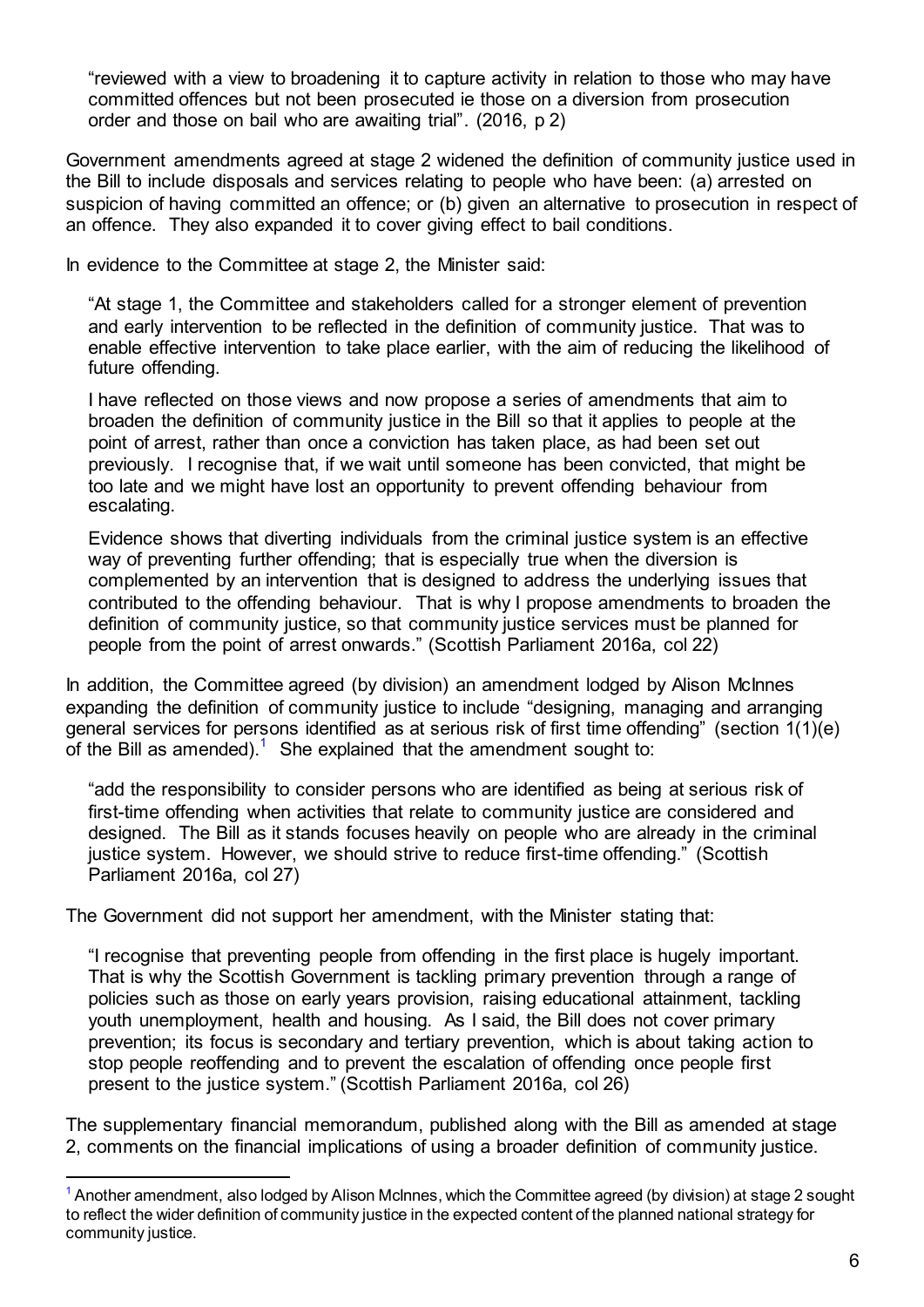> "reviewed with a view to broadening it to capture activity in relation to those who may have committed offences but not been prosecuted ie those on a diversion from prosecution order and those on bail who are awaiting trial". (2016, p 2)

Government amendments agreed at stage 2 widened the definition of community justice used in the Bill to include disposals and services relating to people who have been: (a) arrested on suspicion of having committed an offence; or (b) given an alternative to prosecution in respect of an offence. They also expanded it to cover giving effect to bail conditions.

In evidence to the Committee at stage 2, the Minister said:

> "At stage 1, the Committee and stakeholders called for a stronger element of prevention and early intervention to be reflected in the definition of community justice. That was to enable effective intervention to take place earlier, with the aim of reducing the likelihood of future offending.
>
> I have reflected on those views and now propose a series of amendments that aim to broaden the definition of community justice in the Bill so that it applies to people at the point of arrest, rather than once a conviction has taken place, as had been set out previously. I recognise that, if we wait until someone has been convicted, that might be too late and we might have lost an opportunity to prevent offending behaviour from escalating.
>
> Evidence shows that diverting individuals from the criminal justice system is an effective way of preventing further offending; that is especially true when the diversion is complemented by an intervention that is designed to address the underlying issues that contributed to the offending behaviour. That is why I propose amendments to broaden the definition of community justice, so that community justice services must be planned for people from the point of arrest onwards." (Scottish Parliament 2016a, col 22)

In addition, the Committee agreed (by division) an amendment lodged by Alison McInnes expanding the definition of community justice to include "designing, managing and arranging general services for persons identified as at serious risk of first time offending" (section 1(1)(e) of the Bill as amended).[1] She explained that the amendment sought to:

> "add the responsibility to consider persons who are identified as being at serious risk of first-time offending when activities that relate to community justice are considered and designed. The Bill as it stands focuses heavily on people who are already in the criminal justice system. However, we should strive to reduce first-time offending." (Scottish Parliament 2016a, col 27)

The Government did not support her amendment, with the Minister stating that:

> "I recognise that preventing people from offending in the first place is hugely important. That is why the Scottish Government is tackling primary prevention through a range of policies such as those on early years provision, raising educational attainment, tackling youth unemployment, health and housing. As I said, the Bill does not cover primary prevention; its focus is secondary and tertiary prevention, which is about taking action to stop people reoffending and to prevent the escalation of offending once people first present to the justice system." (Scottish Parliament 2016a, col 26)

The supplementary financial memorandum, published along with the Bill as amended at stage 2, comments on the financial implications of using a broader definition of community justice.

[1] Another amendment, also lodged by Alison McInnes, which the Committee agreed (by division) at stage 2 sought to reflect the wider definition of community justice in the expected content of the planned national strategy for community justice.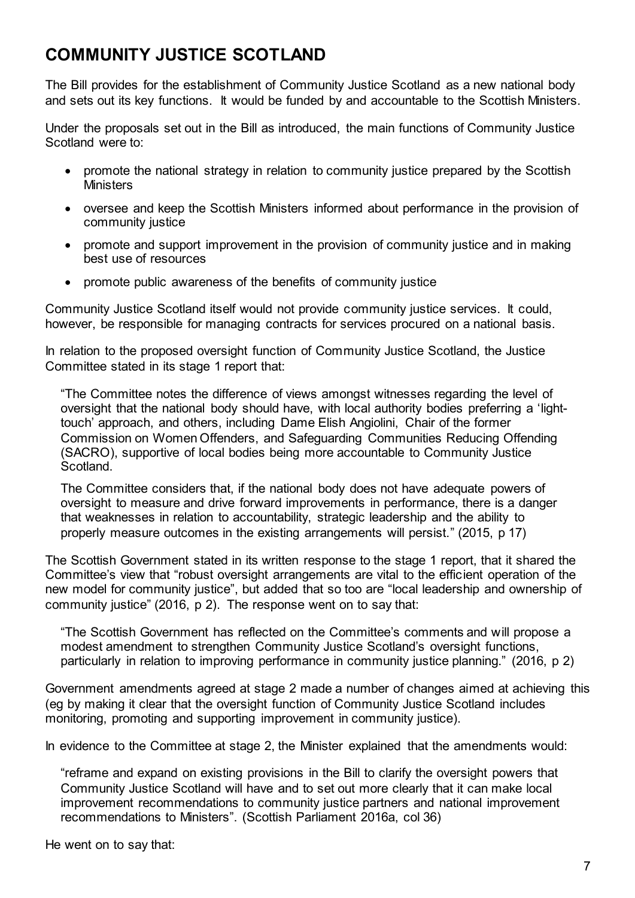## COMMUNITY JUSTICE SCOTLAND

The Bill provides for the establishment of Community Justice Scotland as a new national body and sets out its key functions. It would be funded by and accountable to the Scottish Ministers.

Under the proposals set out in the Bill as introduced, the main functions of Community Justice Scotland were to:

- promote the national strategy in relation to community justice prepared by the Scottish Ministers
- oversee and keep the Scottish Ministers informed about performance in the provision of community justice
- promote and support improvement in the provision of community justice and in making best use of resources
- promote public awareness of the benefits of community justice

Community Justice Scotland itself would not provide community justice services. It could, however, be responsible for managing contracts for services procured on a national basis.

In relation to the proposed oversight function of Community Justice Scotland, the Justice Committee stated in its stage 1 report that:

> "The Committee notes the difference of views amongst witnesses regarding the level of oversight that the national body should have, with local authority bodies preferring a 'light-touch' approach, and others, including Dame Elish Angiolini, Chair of the former Commission on Women Offenders, and Safeguarding Communities Reducing Offending (SACRO), supportive of local bodies being more accountable to Community Justice Scotland.
>
> The Committee considers that, if the national body does not have adequate powers of oversight to measure and drive forward improvements in performance, there is a danger that weaknesses in relation to accountability, strategic leadership and the ability to properly measure outcomes in the existing arrangements will persist." (2015, p 17)

The Scottish Government stated in its written response to the stage 1 report, that it shared the Committee's view that "robust oversight arrangements are vital to the efficient operation of the new model for community justice", but added that so too are "local leadership and ownership of community justice" (2016, p 2). The response went on to say that:

> "The Scottish Government has reflected on the Committee's comments and will propose a modest amendment to strengthen Community Justice Scotland's oversight functions, particularly in relation to improving performance in community justice planning." (2016, p 2)

Government amendments agreed at stage 2 made a number of changes aimed at achieving this (eg by making it clear that the oversight function of Community Justice Scotland includes monitoring, promoting and supporting improvement in community justice).

In evidence to the Committee at stage 2, the Minister explained that the amendments would:

> "reframe and expand on existing provisions in the Bill to clarify the oversight powers that Community Justice Scotland will have and to set out more clearly that it can make local improvement recommendations to community justice partners and national improvement recommendations to Ministers". (Scottish Parliament 2016a, col 36)

He went on to say that: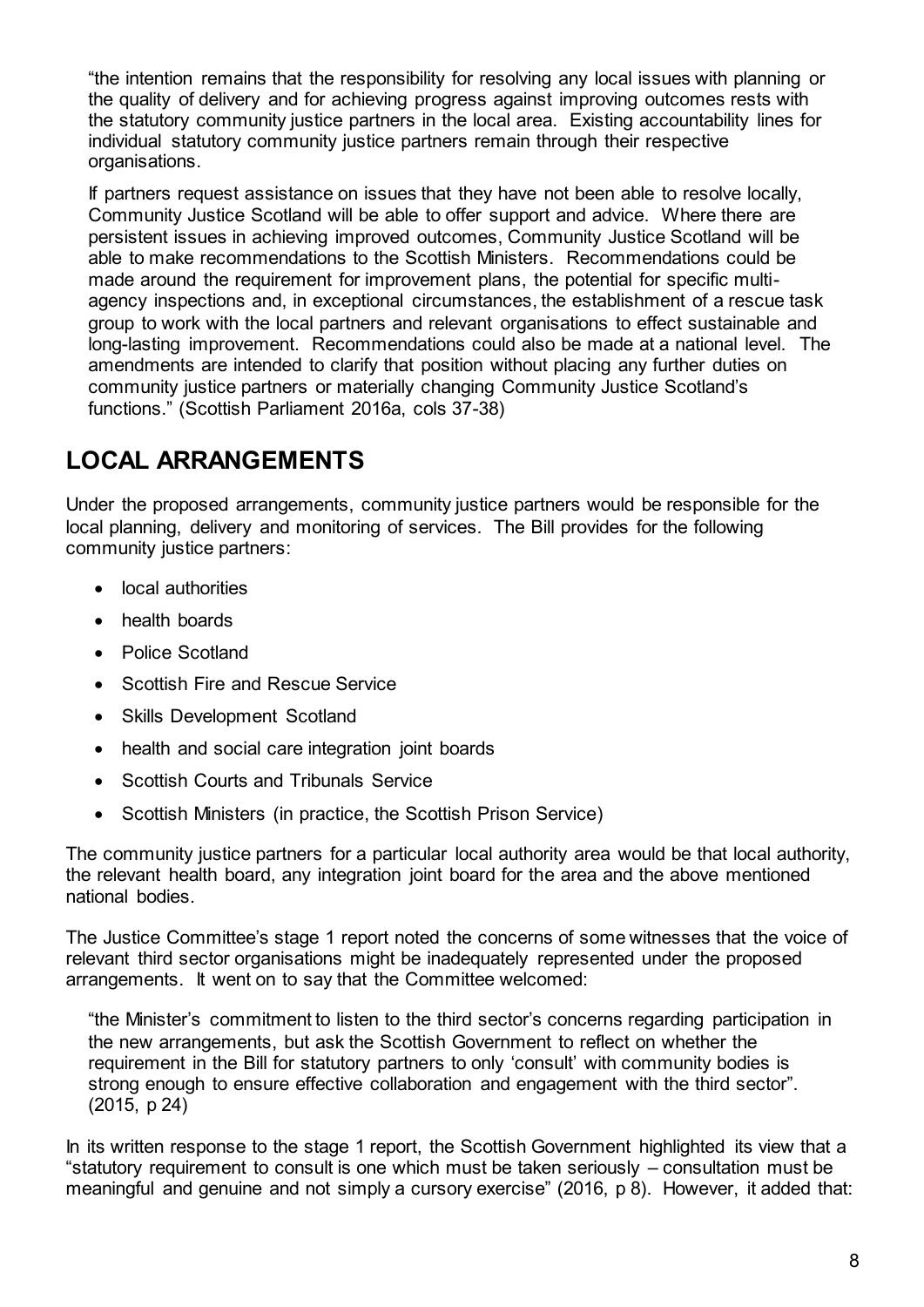> "the intention remains that the responsibility for resolving any local issues with planning or the quality of delivery and for achieving progress against improving outcomes rests with the statutory community justice partners in the local area. Existing accountability lines for individual statutory community justice partners remain through their respective organisations.
>
> If partners request assistance on issues that they have not been able to resolve locally, Community Justice Scotland will be able to offer support and advice. Where there are persistent issues in achieving improved outcomes, Community Justice Scotland will be able to make recommendations to the Scottish Ministers. Recommendations could be made around the requirement for improvement plans, the potential for specific multi-agency inspections and, in exceptional circumstances, the establishment of a rescue task group to work with the local partners and relevant organisations to effect sustainable and long-lasting improvement. Recommendations could also be made at a national level. The amendments are intended to clarify that position without placing any further duties on community justice partners or materially changing Community Justice Scotland's functions." (Scottish Parliament 2016a, cols 37-38)

## LOCAL ARRANGEMENTS

Under the proposed arrangements, community justice partners would be responsible for the local planning, delivery and monitoring of services. The Bill provides for the following community justice partners:

- local authorities
- health boards
- Police Scotland
- Scottish Fire and Rescue Service
- Skills Development Scotland
- health and social care integration joint boards
- Scottish Courts and Tribunals Service
- Scottish Ministers (in practice, the Scottish Prison Service)

The community justice partners for a particular local authority area would be that local authority, the relevant health board, any integration joint board for the area and the above mentioned national bodies.

The Justice Committee's stage 1 report noted the concerns of some witnesses that the voice of relevant third sector organisations might be inadequately represented under the proposed arrangements. It went on to say that the Committee welcomed:

> "the Minister's commitment to listen to the third sector's concerns regarding participation in the new arrangements, but ask the Scottish Government to reflect on whether the requirement in the Bill for statutory partners to only 'consult' with community bodies is strong enough to ensure effective collaboration and engagement with the third sector". (2015, p 24)

In its written response to the stage 1 report, the Scottish Government highlighted its view that a "statutory requirement to consult is one which must be taken seriously – consultation must be meaningful and genuine and not simply a cursory exercise" (2016, p 8). However, it added that: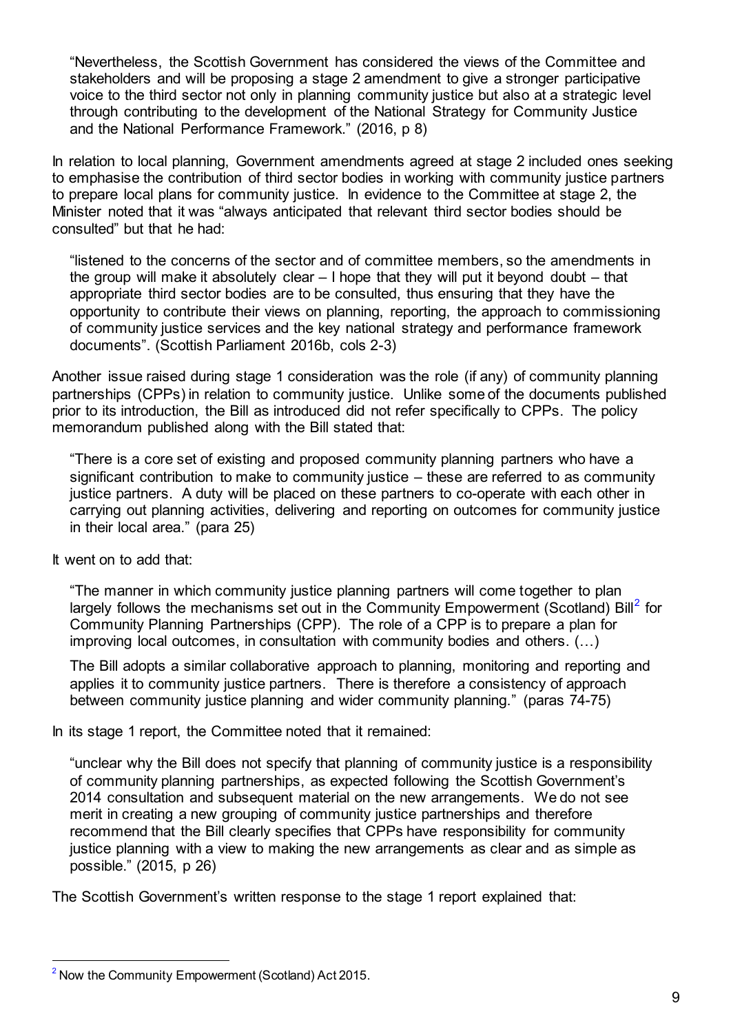> "Nevertheless, the Scottish Government has considered the views of the Committee and stakeholders and will be proposing a stage 2 amendment to give a stronger participative voice to the third sector not only in planning community justice but also at a strategic level through contributing to the development of the National Strategy for Community Justice and the National Performance Framework." (2016, p 8)

In relation to local planning, Government amendments agreed at stage 2 included ones seeking to emphasise the contribution of third sector bodies in working with community justice partners to prepare local plans for community justice. In evidence to the Committee at stage 2, the Minister noted that it was "always anticipated that relevant third sector bodies should be consulted" but that he had:

> "listened to the concerns of the sector and of committee members, so the amendments in the group will make it absolutely clear – I hope that they will put it beyond doubt – that appropriate third sector bodies are to be consulted, thus ensuring that they have the opportunity to contribute their views on planning, reporting, the approach to commissioning of community justice services and the key national strategy and performance framework documents". (Scottish Parliament 2016b, cols 2-3)

Another issue raised during stage 1 consideration was the role (if any) of community planning partnerships (CPPs) in relation to community justice. Unlike some of the documents published prior to its introduction, the Bill as introduced did not refer specifically to CPPs. The policy memorandum published along with the Bill stated that:

> "There is a core set of existing and proposed community planning partners who have a significant contribution to make to community justice – these are referred to as community justice partners. A duty will be placed on these partners to co-operate with each other in carrying out planning activities, delivering and reporting on outcomes for community justice in their local area." (para 25)

It went on to add that:

> "The manner in which community justice planning partners will come together to plan largely follows the mechanisms set out in the Community Empowerment (Scotland) Bill[2] for Community Planning Partnerships (CPP). The role of a CPP is to prepare a plan for improving local outcomes, in consultation with community bodies and others. (…)
>
> The Bill adopts a similar collaborative approach to planning, monitoring and reporting and applies it to community justice partners. There is therefore a consistency of approach between community justice planning and wider community planning." (paras 74-75)

In its stage 1 report, the Committee noted that it remained:

> "unclear why the Bill does not specify that planning of community justice is a responsibility of community planning partnerships, as expected following the Scottish Government's 2014 consultation and subsequent material on the new arrangements. We do not see merit in creating a new grouping of community justice partnerships and therefore recommend that the Bill clearly specifies that CPPs have responsibility for community justice planning with a view to making the new arrangements as clear and as simple as possible." (2015, p 26)

The Scottish Government's written response to the stage 1 report explained that:

---

[2] Now the Community Empowerment (Scotland) Act 2015.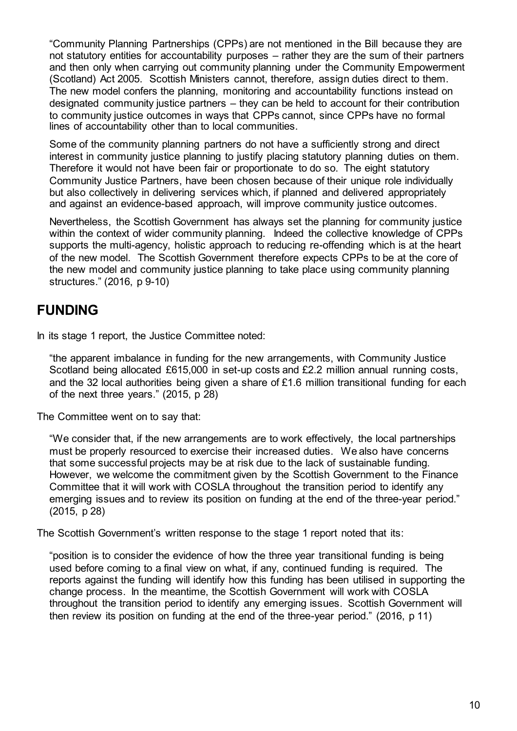> "Community Planning Partnerships (CPPs) are not mentioned in the Bill because they are not statutory entities for accountability purposes – rather they are the sum of their partners and then only when carrying out community planning under the Community Empowerment (Scotland) Act 2005. Scottish Ministers cannot, therefore, assign duties direct to them. The new model confers the planning, monitoring and accountability functions instead on designated community justice partners – they can be held to account for their contribution to community justice outcomes in ways that CPPs cannot, since CPPs have no formal lines of accountability other than to local communities.
>
> Some of the community planning partners do not have a sufficiently strong and direct interest in community justice planning to justify placing statutory planning duties on them. Therefore it would not have been fair or proportionate to do so. The eight statutory Community Justice Partners, have been chosen because of their unique role individually but also collectively in delivering services which, if planned and delivered appropriately and against an evidence-based approach, will improve community justice outcomes.
>
> Nevertheless, the Scottish Government has always set the planning for community justice within the context of wider community planning. Indeed the collective knowledge of CPPs supports the multi-agency, holistic approach to reducing re-offending which is at the heart of the new model. The Scottish Government therefore expects CPPs to be at the core of the new model and community justice planning to take place using community planning structures." (2016, p 9-10)

## FUNDING

In its stage 1 report, the Justice Committee noted:

> "the apparent imbalance in funding for the new arrangements, with Community Justice Scotland being allocated £615,000 in set-up costs and £2.2 million annual running costs, and the 32 local authorities being given a share of £1.6 million transitional funding for each of the next three years." (2015, p 28)

The Committee went on to say that:

> "We consider that, if the new arrangements are to work effectively, the local partnerships must be properly resourced to exercise their increased duties. We also have concerns that some successful projects may be at risk due to the lack of sustainable funding. However, we welcome the commitment given by the Scottish Government to the Finance Committee that it will work with COSLA throughout the transition period to identify any emerging issues and to review its position on funding at the end of the three-year period." (2015, p 28)

The Scottish Government's written response to the stage 1 report noted that its:

> "position is to consider the evidence of how the three year transitional funding is being used before coming to a final view on what, if any, continued funding is required. The reports against the funding will identify how this funding has been utilised in supporting the change process. In the meantime, the Scottish Government will work with COSLA throughout the transition period to identify any emerging issues. Scottish Government will then review its position on funding at the end of the three-year period." (2016, p 11)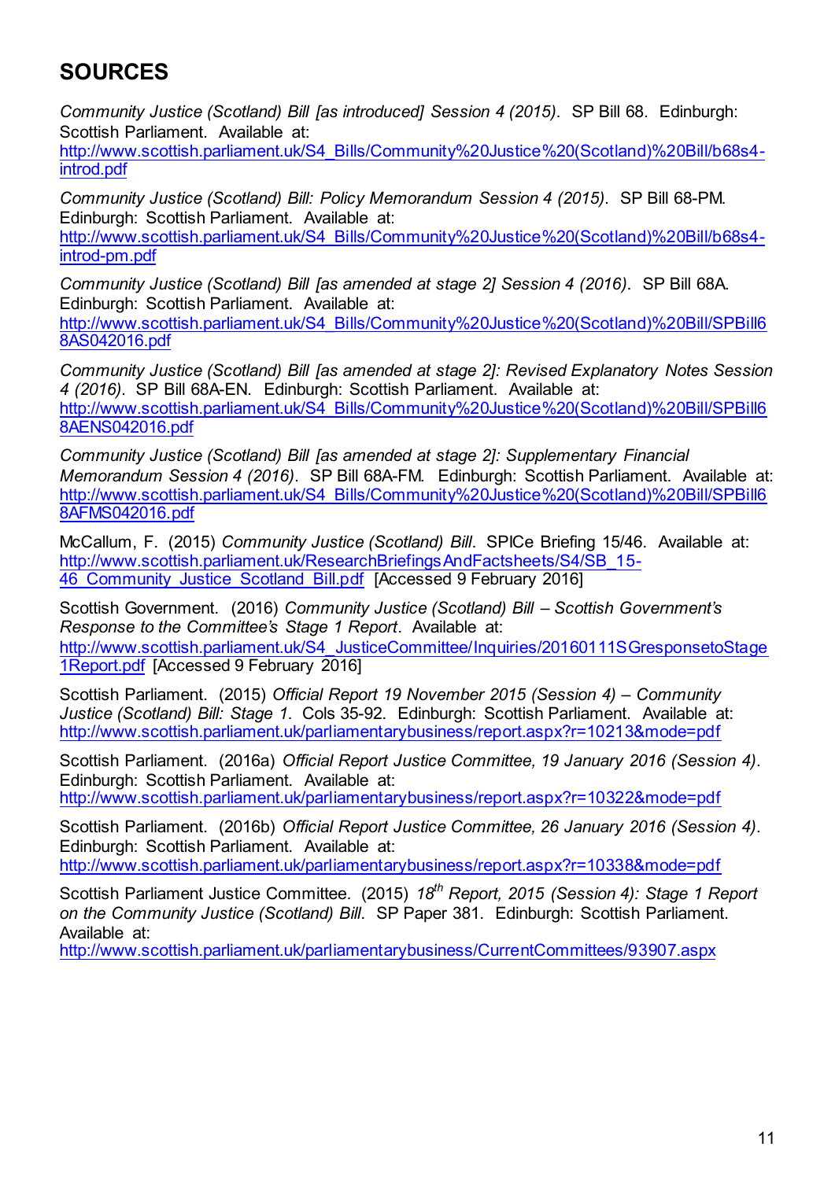# SOURCES

*Community Justice (Scotland) Bill [as introduced] Session 4 (2015)*. SP Bill 68. Edinburgh: Scottish Parliament. Available at: http://www.scottish.parliament.uk/S4_Bills/Community%20Justice%20(Scotland)%20Bill/b68s4-introd.pdf

*Community Justice (Scotland) Bill: Policy Memorandum Session 4 (2015)*. SP Bill 68-PM. Edinburgh: Scottish Parliament. Available at: http://www.scottish.parliament.uk/S4_Bills/Community%20Justice%20(Scotland)%20Bill/b68s4-introd-pm.pdf

*Community Justice (Scotland) Bill [as amended at stage 2] Session 4 (2016)*. SP Bill 68A. Edinburgh: Scottish Parliament. Available at: http://www.scottish.parliament.uk/S4_Bills/Community%20Justice%20(Scotland)%20Bill/SPBill68AS042016.pdf

*Community Justice (Scotland) Bill [as amended at stage 2]: Revised Explanatory Notes Session 4 (2016)*. SP Bill 68A-EN. Edinburgh: Scottish Parliament. Available at: http://www.scottish.parliament.uk/S4_Bills/Community%20Justice%20(Scotland)%20Bill/SPBill68AENS042016.pdf

*Community Justice (Scotland) Bill [as amended at stage 2]: Supplementary Financial Memorandum Session 4 (2016)*. SP Bill 68A-FM. Edinburgh: Scottish Parliament. Available at: http://www.scottish.parliament.uk/S4_Bills/Community%20Justice%20(Scotland)%20Bill/SPBill68AFMS042016.pdf

McCallum, F. (2015) *Community Justice (Scotland) Bill*. SPICe Briefing 15/46. Available at: http://www.scottish.parliament.uk/ResearchBriefingsAndFactsheets/S4/SB_15-46_Community_Justice_Scotland_Bill.pdf [Accessed 9 February 2016]

Scottish Government. (2016) *Community Justice (Scotland) Bill – Scottish Government's Response to the Committee's Stage 1 Report*. Available at: http://www.scottish.parliament.uk/S4_JusticeCommittee/Inquiries/20160111SGresponsetoStage1Report.pdf [Accessed 9 February 2016]

Scottish Parliament. (2015) *Official Report 19 November 2015 (Session 4) – Community Justice (Scotland) Bill: Stage 1*. Cols 35-92. Edinburgh: Scottish Parliament. Available at: http://www.scottish.parliament.uk/parliamentarybusiness/report.aspx?r=10213&mode=pdf

Scottish Parliament. (2016a) *Official Report Justice Committee, 19 January 2016 (Session 4)*. Edinburgh: Scottish Parliament. Available at: http://www.scottish.parliament.uk/parliamentarybusiness/report.aspx?r=10322&mode=pdf

Scottish Parliament. (2016b) *Official Report Justice Committee, 26 January 2016 (Session 4)*. Edinburgh: Scottish Parliament. Available at: http://www.scottish.parliament.uk/parliamentarybusiness/report.aspx?r=10338&mode=pdf

Scottish Parliament Justice Committee. (2015) *18th Report, 2015 (Session 4): Stage 1 Report on the Community Justice (Scotland) Bill*. SP Paper 381. Edinburgh: Scottish Parliament. Available at: http://www.scottish.parliament.uk/parliamentarybusiness/CurrentCommittees/93907.aspx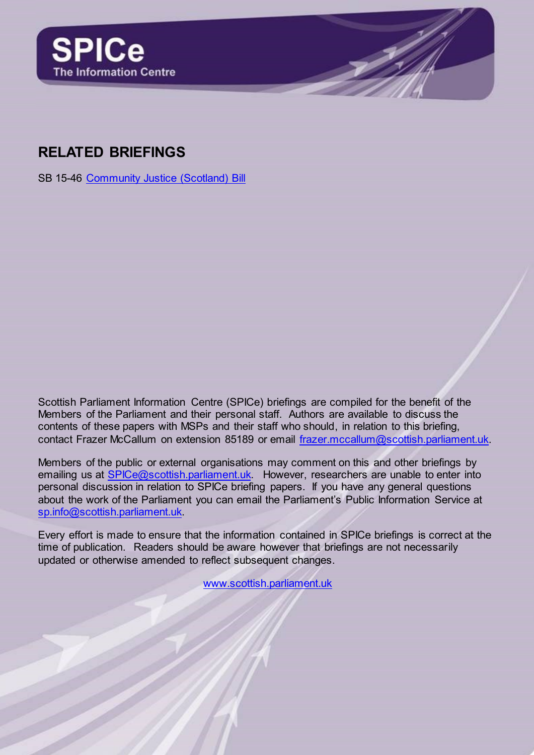## RELATED BRIEFINGS

SB 15-46 [Community Justice (Scotland) Bill]

Scottish Parliament Information Centre (SPICe) briefings are compiled for the benefit of the Members of the Parliament and their personal staff. Authors are available to discuss the contents of these papers with MSPs and their staff who should, in relation to this briefing, contact Frazer McCallum on extension 85189 or email frazer.mccallum@scottish.parliament.uk.

Members of the public or external organisations may comment on this and other briefings by emailing us at SPICe@scottish.parliament.uk. However, researchers are unable to enter into personal discussion in relation to SPICe briefing papers. If you have any general questions about the work of the Parliament you can email the Parliament's Public Information Service at sp.info@scottish.parliament.uk.

Every effort is made to ensure that the information contained in SPICe briefings is correct at the time of publication. Readers should be aware however that briefings are not necessarily updated or otherwise amended to reflect subsequent changes.

www.scottish.parliament.uk